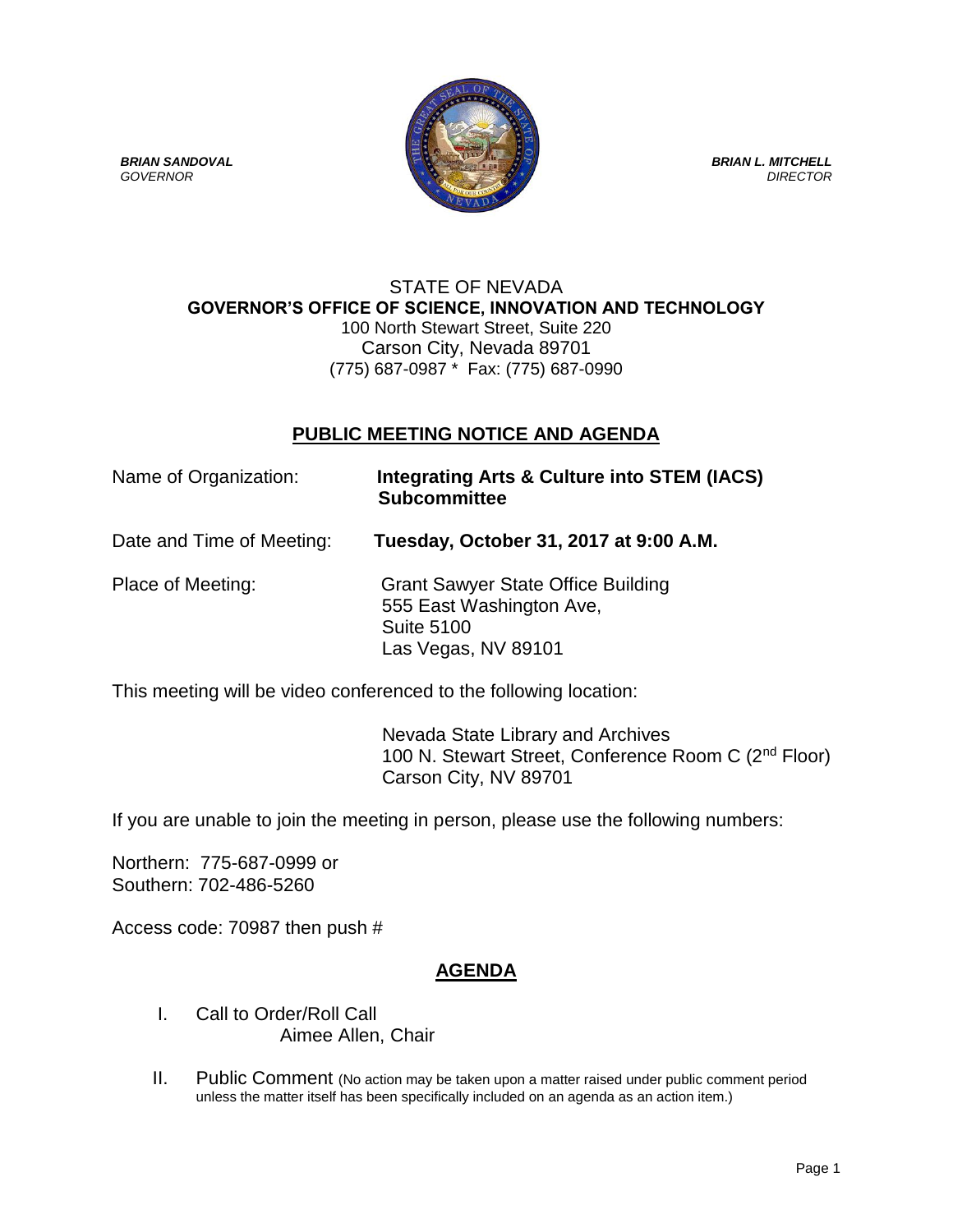***BRIAN SANDOVAL***
*GOVERNOR*

***BRIAN L. MITCHELL***
*DIRECTOR*

STATE OF NEVADA
**GOVERNOR'S OFFICE OF SCIENCE, INNOVATION AND TECHNOLOGY**
100 North Stewart Street, Suite 220
Carson City, Nevada 89701
(775) 687-0987 * Fax: (775) 687-0990

## PUBLIC MEETING NOTICE AND AGENDA

Name of Organization: **Integrating Arts & Culture into STEM (IACS) Subcommittee**

Date and Time of Meeting: **Tuesday, October 31, 2017 at 9:00 A.M.**

Place of Meeting: Grant Sawyer State Office Building
555 East Washington Ave,
Suite 5100
Las Vegas, NV 89101

This meeting will be video conferenced to the following location:

Nevada State Library and Archives
100 N. Stewart Street, Conference Room C (2nd Floor)
Carson City, NV 89701

If you are unable to join the meeting in person, please use the following numbers:

Northern: 775-687-0999 or
Southern: 702-486-5260

Access code: 70987 then push #

## AGENDA

I. Call to Order/Roll Call
Aimee Allen, Chair

II. Public Comment (No action may be taken upon a matter raised under public comment period unless the matter itself has been specifically included on an agenda as an action item.)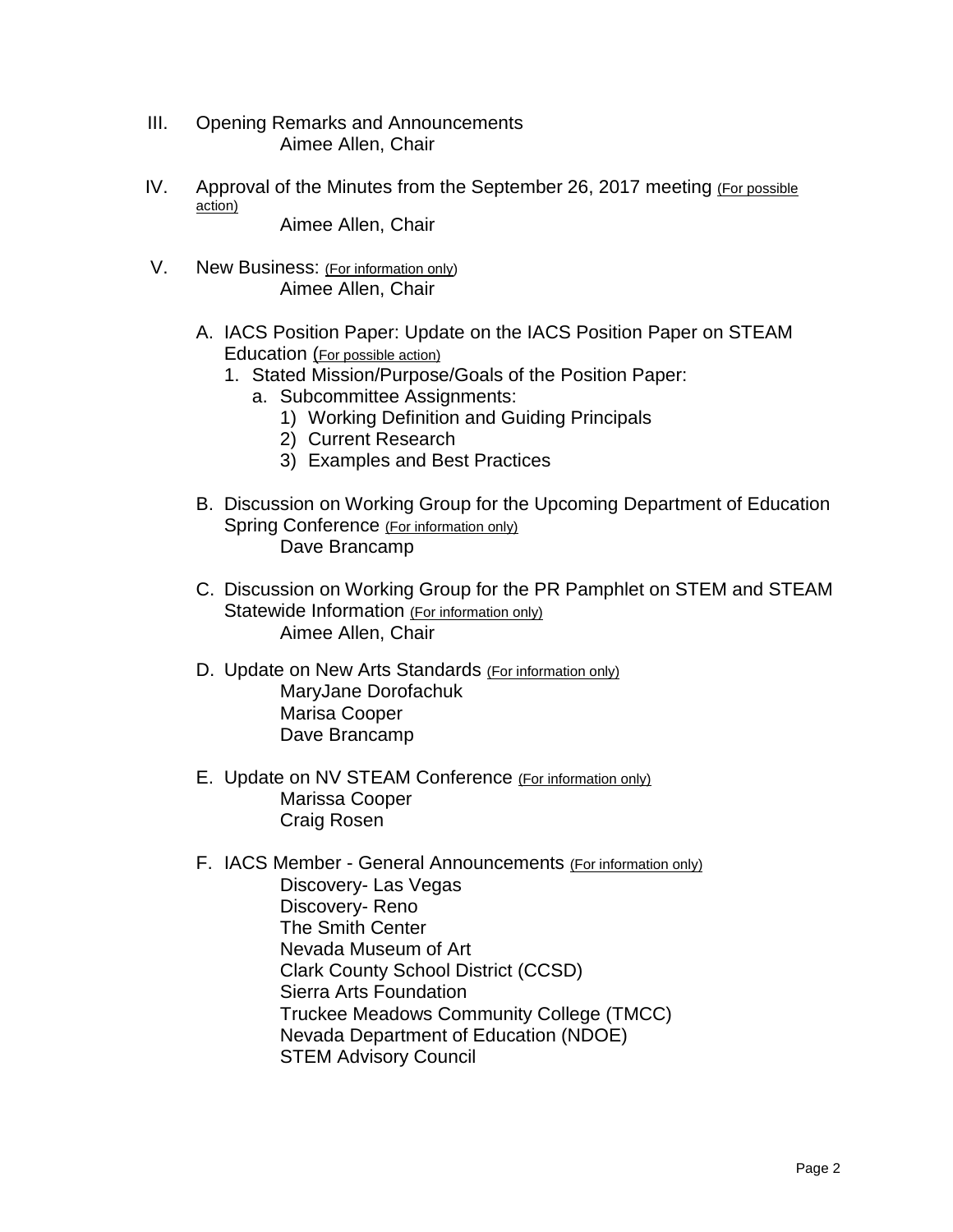III. Opening Remarks and Announcements
Aimee Allen, Chair

IV. Approval of the Minutes from the September 26, 2017 meeting <u>(For possible action)</u>
Aimee Allen, Chair

V. New Business: <u>(For information only)</u>
Aimee Allen, Chair

A. IACS Position Paper: Update on the IACS Position Paper on STEAM Education <u>(For possible action)</u>
   1. Stated Mission/Purpose/Goals of the Position Paper:
      a. Subcommittee Assignments:
         1) Working Definition and Guiding Principals
         2) Current Research
         3) Examples and Best Practices

B. Discussion on Working Group for the Upcoming Department of Education Spring Conference <u>(For information only)</u>
Dave Brancamp

C. Discussion on Working Group for the PR Pamphlet on STEM and STEAM Statewide Information <u>(For information only)</u>
Aimee Allen, Chair

D. Update on New Arts Standards <u>(For information only)</u>
MaryJane Dorofachuk
Marisa Cooper
Dave Brancamp

E. Update on NV STEAM Conference <u>(For information only)</u>
Marissa Cooper
Craig Rosen

F. IACS Member - General Announcements <u>(For information only)</u>
Discovery- Las Vegas
Discovery- Reno
The Smith Center
Nevada Museum of Art
Clark County School District (CCSD)
Sierra Arts Foundation
Truckee Meadows Community College (TMCC)
Nevada Department of Education (NDOE)
STEM Advisory Council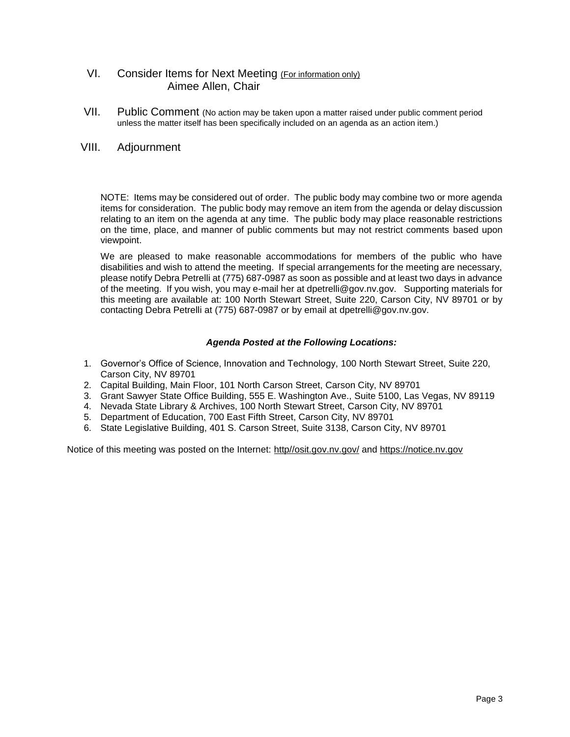VI. Consider Items for Next Meeting (For information only)
Aimee Allen, Chair

VII. Public Comment (No action may be taken upon a matter raised under public comment period unless the matter itself has been specifically included on an agenda as an action item.)

VIII. Adjournment

NOTE: Items may be considered out of order. The public body may combine two or more agenda items for consideration. The public body may remove an item from the agenda or delay discussion relating to an item on the agenda at any time. The public body may place reasonable restrictions on the time, place, and manner of public comments but may not restrict comments based upon viewpoint.

We are pleased to make reasonable accommodations for members of the public who have disabilities and wish to attend the meeting. If special arrangements for the meeting are necessary, please notify Debra Petrelli at (775) 687-0987 as soon as possible and at least two days in advance of the meeting. If you wish, you may e-mail her at dpetrelli@gov.nv.gov. Supporting materials for this meeting are available at: 100 North Stewart Street, Suite 220, Carson City, NV 89701 or by contacting Debra Petrelli at (775) 687-0987 or by email at dpetrelli@gov.nv.gov.

***Agenda Posted at the Following Locations:***

1. Governor's Office of Science, Innovation and Technology, 100 North Stewart Street, Suite 220, Carson City, NV 89701
2. Capital Building, Main Floor, 101 North Carson Street, Carson City, NV 89701
3. Grant Sawyer State Office Building, 555 E. Washington Ave., Suite 5100, Las Vegas, NV 89119
4. Nevada State Library & Archives, 100 North Stewart Street, Carson City, NV 89701
5. Department of Education, 700 East Fifth Street, Carson City, NV 89701
6. State Legislative Building, 401 S. Carson Street, Suite 3138, Carson City, NV 89701

Notice of this meeting was posted on the Internet: http//osit.gov.nv.gov/ and https://notice.nv.gov